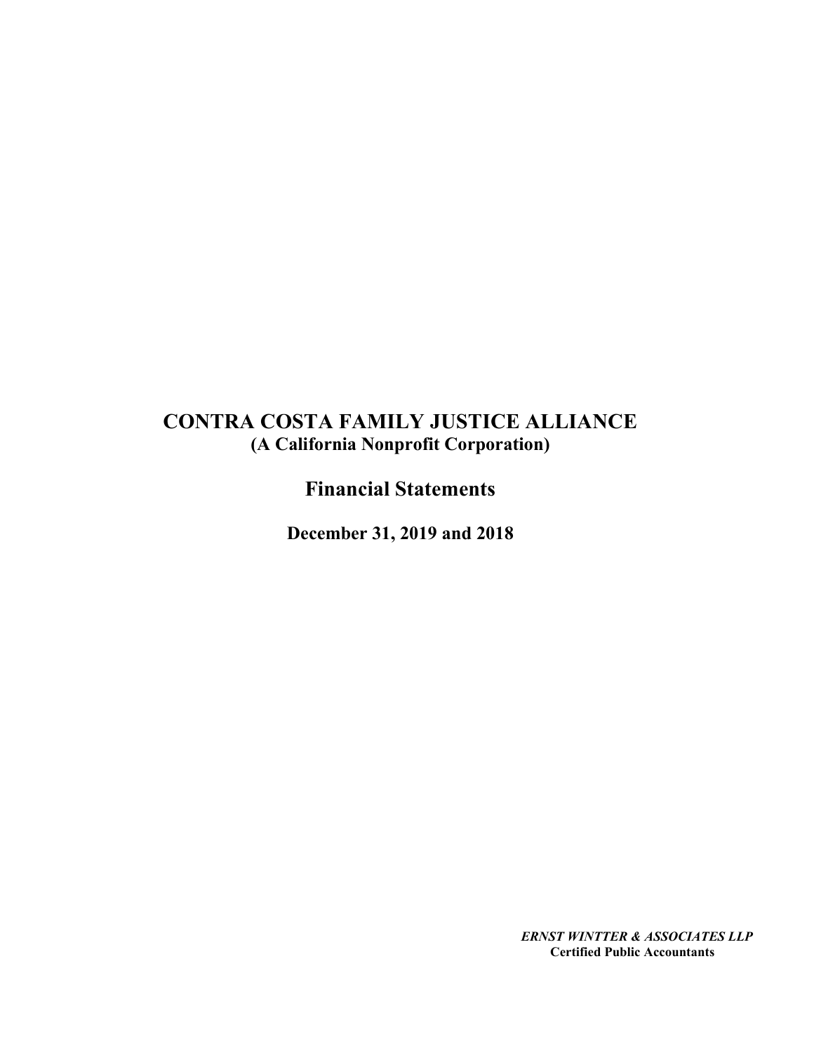# CONTRA COSTA FAMILY JUSTICE ALLIANCE

**(A California Nonprofit Corporation)**

## Financial Statements

**December 31, 2019 and 2018**

***ERNST WINTTER & ASSOCIATES LLP***
**Certified Public Accountants**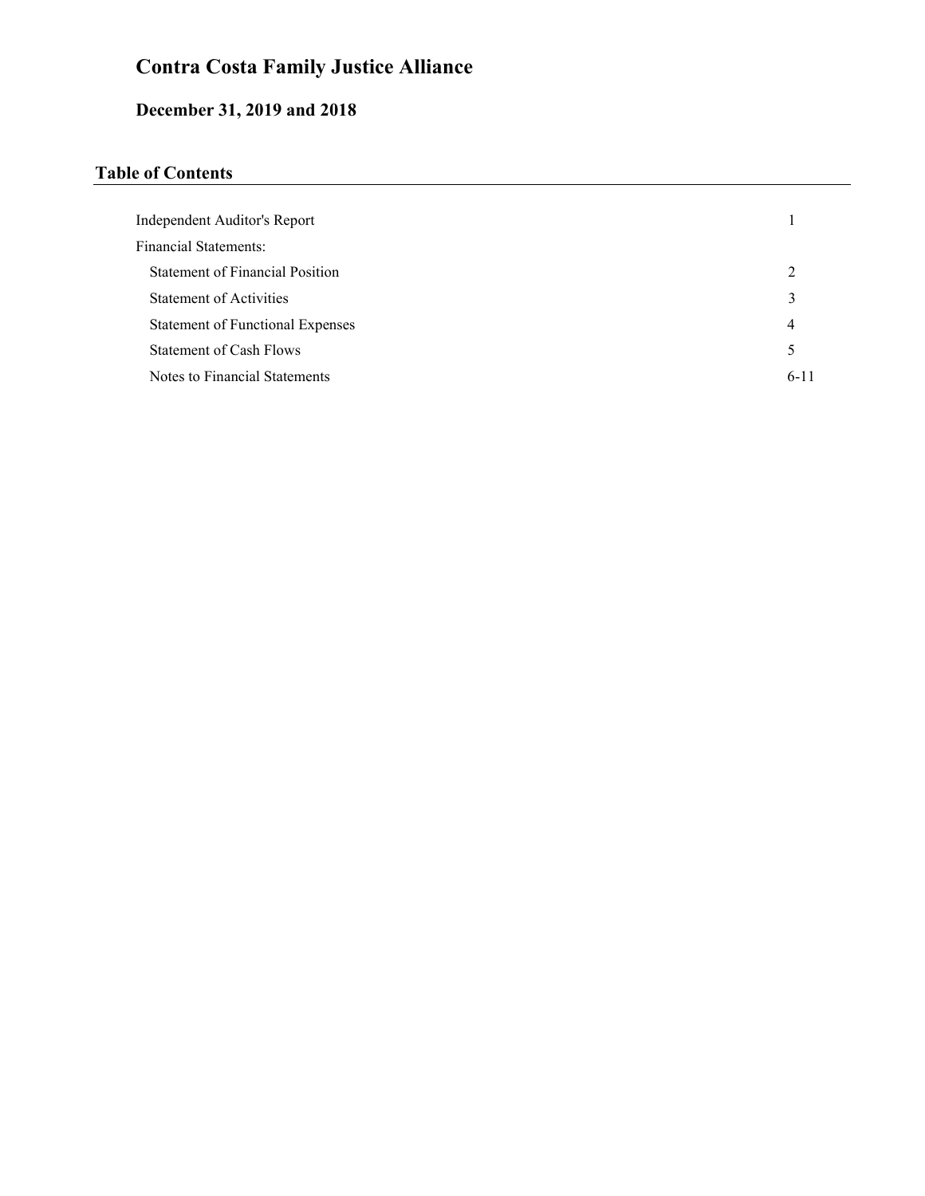# Contra Costa Family Justice Alliance

## December 31, 2019 and 2018

### Table of Contents

| | |
|---|---|
| Independent Auditor's Report | 1 |
| Financial Statements: | |
| Statement of Financial Position | 2 |
| Statement of Activities | 3 |
| Statement of Functional Expenses | 4 |
| Statement of Cash Flows | 5 |
| Notes to Financial Statements | 6-11 |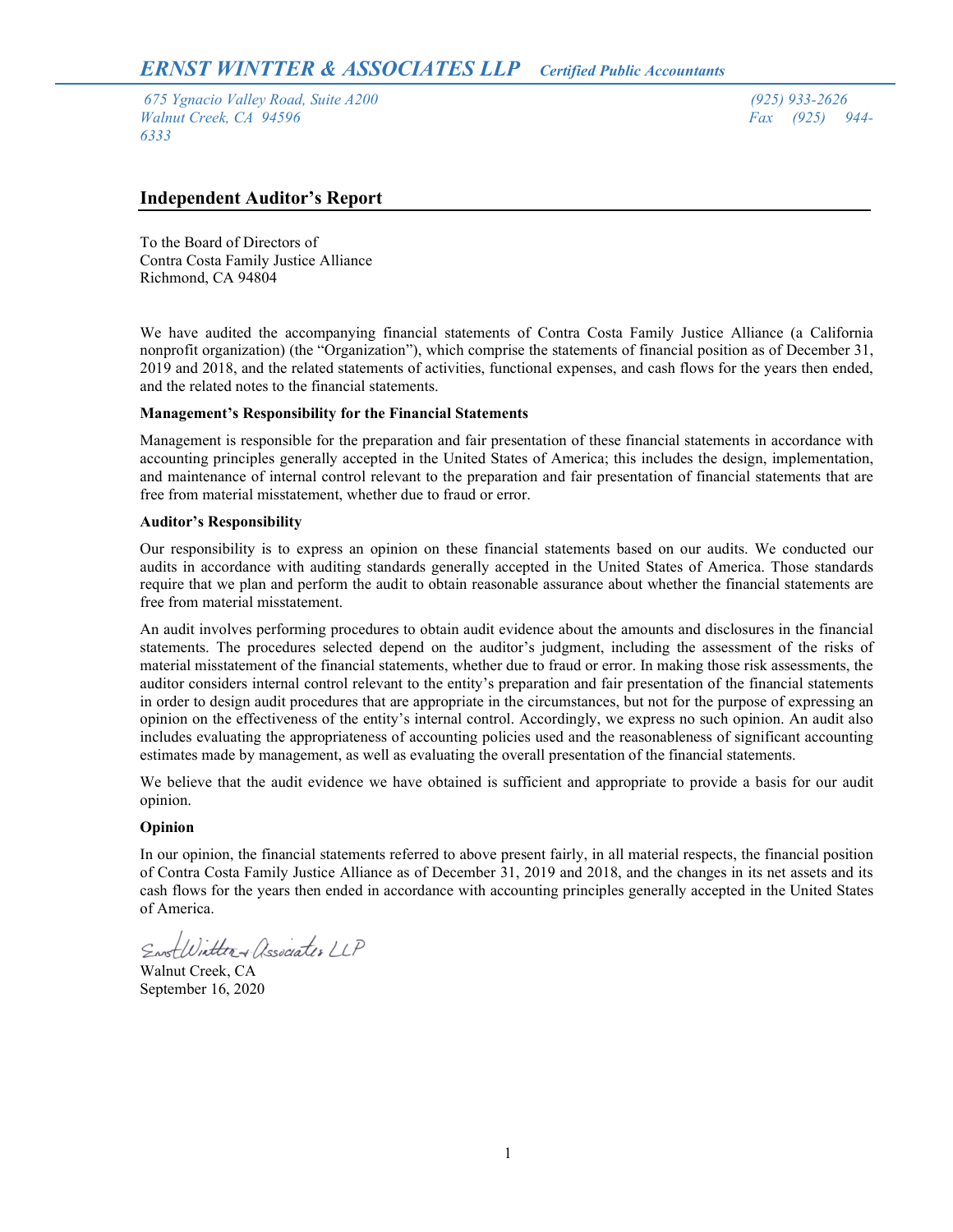*ERNST WINTTER & ASSOCIATES LLP* *Certified Public Accountants*

*675 Ygnacio Valley Road, Suite A200*
*Walnut Creek, CA 94596*
*(925) 933-2626*
*Fax (925) 944-6333*

## Independent Auditor's Report

To the Board of Directors of
Contra Costa Family Justice Alliance
Richmond, CA 94804

We have audited the accompanying financial statements of Contra Costa Family Justice Alliance (a California nonprofit organization) (the "Organization"), which comprise the statements of financial position as of December 31, 2019 and 2018, and the related statements of activities, functional expenses, and cash flows for the years then ended, and the related notes to the financial statements.

**Management's Responsibility for the Financial Statements**

Management is responsible for the preparation and fair presentation of these financial statements in accordance with accounting principles generally accepted in the United States of America; this includes the design, implementation, and maintenance of internal control relevant to the preparation and fair presentation of financial statements that are free from material misstatement, whether due to fraud or error.

**Auditor's Responsibility**

Our responsibility is to express an opinion on these financial statements based on our audits. We conducted our audits in accordance with auditing standards generally accepted in the United States of America. Those standards require that we plan and perform the audit to obtain reasonable assurance about whether the financial statements are free from material misstatement.

An audit involves performing procedures to obtain audit evidence about the amounts and disclosures in the financial statements. The procedures selected depend on the auditor's judgment, including the assessment of the risks of material misstatement of the financial statements, whether due to fraud or error. In making those risk assessments, the auditor considers internal control relevant to the entity's preparation and fair presentation of the financial statements in order to design audit procedures that are appropriate in the circumstances, but not for the purpose of expressing an opinion on the effectiveness of the entity's internal control. Accordingly, we express no such opinion. An audit also includes evaluating the appropriateness of accounting policies used and the reasonableness of significant accounting estimates made by management, as well as evaluating the overall presentation of the financial statements.

We believe that the audit evidence we have obtained is sufficient and appropriate to provide a basis for our audit opinion.

**Opinion**

In our opinion, the financial statements referred to above present fairly, in all material respects, the financial position of Contra Costa Family Justice Alliance as of December 31, 2019 and 2018, and the changes in its net assets and its cash flows for the years then ended in accordance with accounting principles generally accepted in the United States of America.

*Ernst Wintter & Associates LLP*
Walnut Creek, CA
September 16, 2020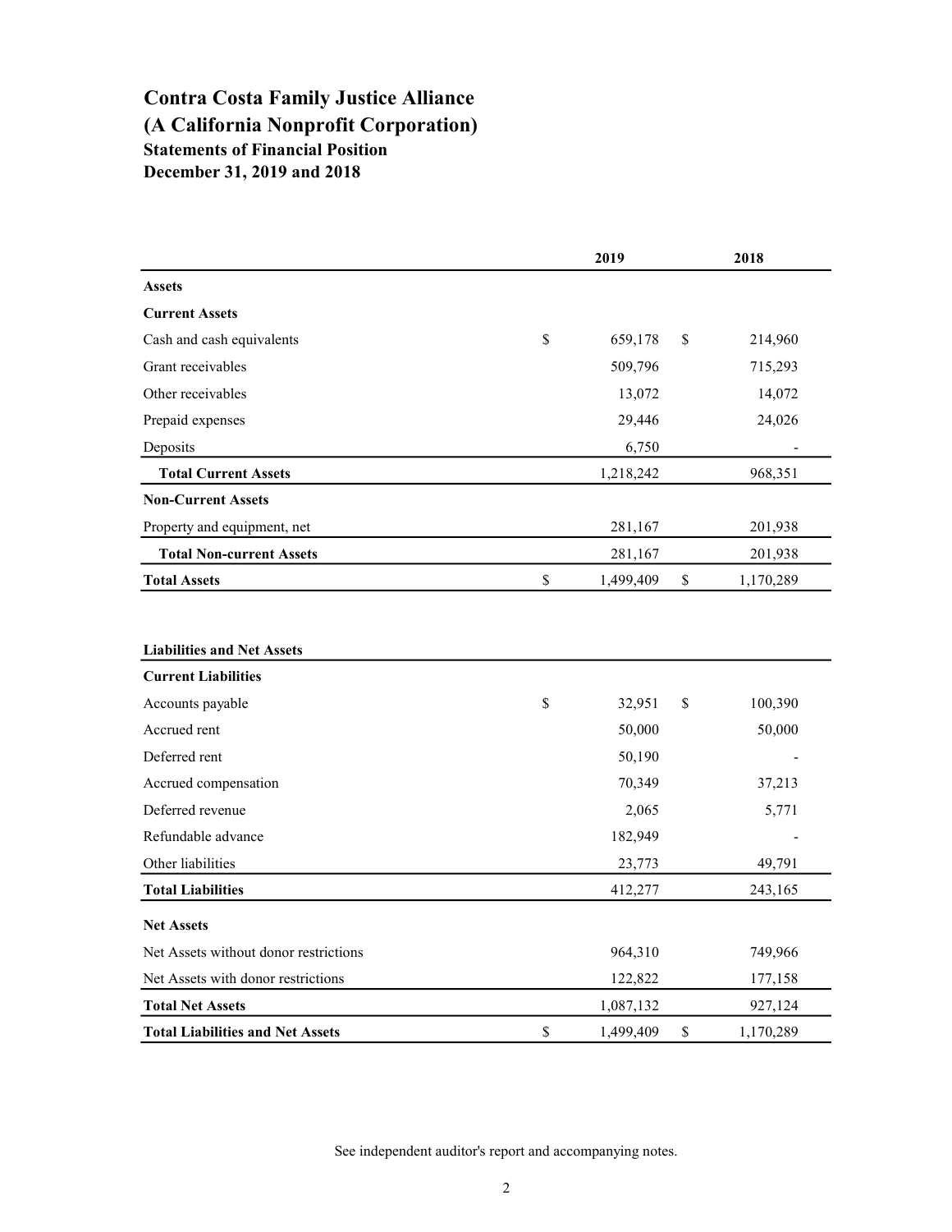# Contra Costa Family Justice Alliance
# (A California Nonprofit Corporation)
### Statements of Financial Position
### December 31, 2019 and 2018

| | 2019 | 2018 |
|---|---|---|
| **Assets** | | |
| **Current Assets** | | |
| Cash and cash equivalents | $ 659,178 | $ 214,960 |
| Grant receivables | 509,796 | 715,293 |
| Other receivables | 13,072 | 14,072 |
| Prepaid expenses | 29,446 | 24,026 |
| Deposits | 6,750 | - |
| **Total Current Assets** | 1,218,242 | 968,351 |
| **Non-Current Assets** | | |
| Property and equipment, net | 281,167 | 201,938 |
| **Total Non-current Assets** | 281,167 | 201,938 |
| **Total Assets** | $ 1,499,409 | $ 1,170,289 |

| | 2019 | 2018 |
|---|---|---|
| **Liabilities and Net Assets** | | |
| **Current Liabilities** | | |
| Accounts payable | $ 32,951 | $ 100,390 |
| Accrued rent | 50,000 | 50,000 |
| Deferred rent | 50,190 | - |
| Accrued compensation | 70,349 | 37,213 |
| Deferred revenue | 2,065 | 5,771 |
| Refundable advance | 182,949 | - |
| Other liabilities | 23,773 | 49,791 |
| **Total Liabilities** | 412,277 | 243,165 |
| **Net Assets** | | |
| Net Assets without donor restrictions | 964,310 | 749,966 |
| Net Assets with donor restrictions | 122,822 | 177,158 |
| **Total Net Assets** | 1,087,132 | 927,124 |
| **Total Liabilities and Net Assets** | $ 1,499,409 | $ 1,170,289 |

See independent auditor's report and accompanying notes.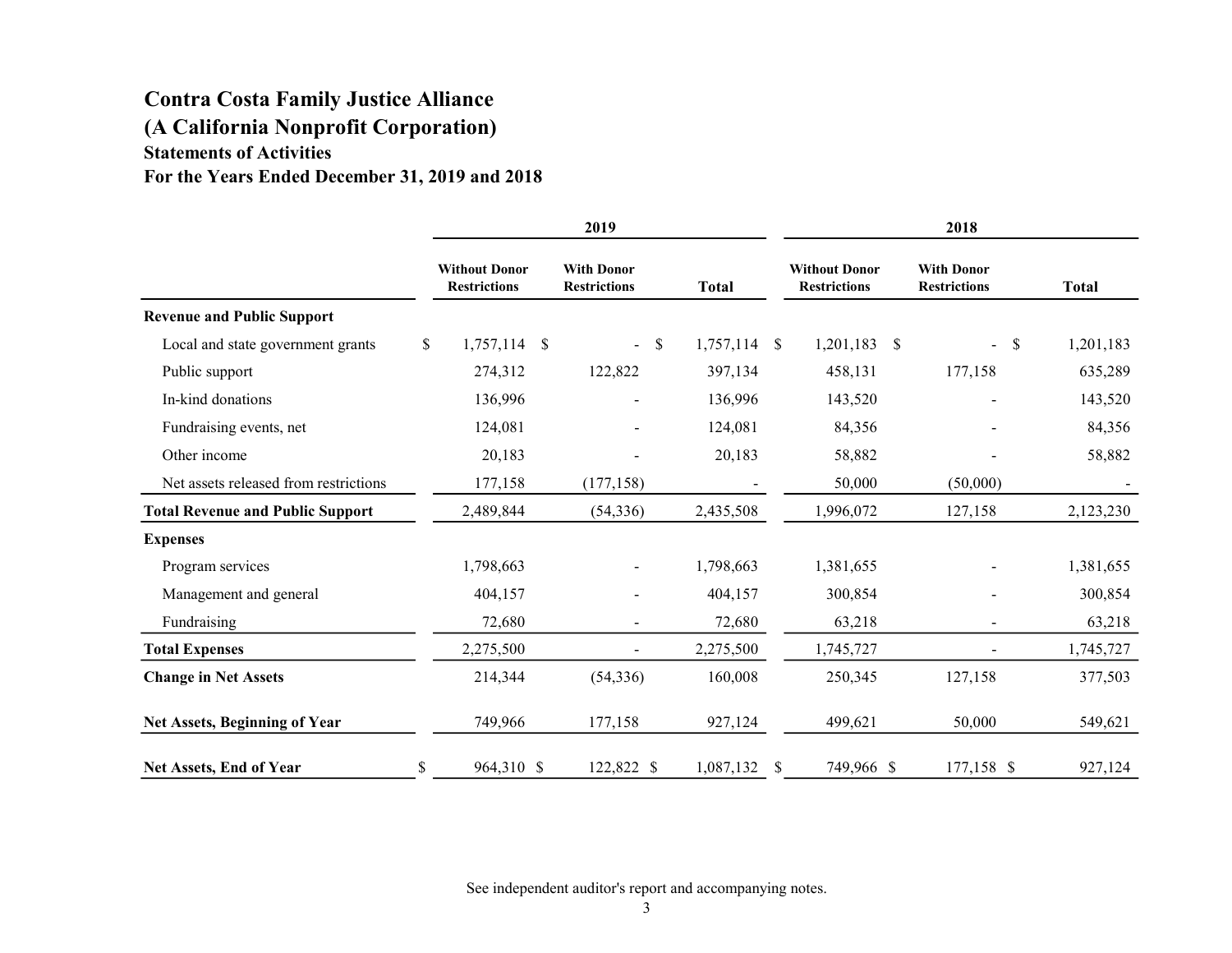# Contra Costa Family Justice Alliance
## (A California Nonprofit Corporation)
### Statements of Activities
### For the Years Ended December 31, 2019 and 2018

| | 2019 | | | 2018 | | |
|---|---|---|---|---|---|---|
| | Without Donor Restrictions | With Donor Restrictions | Total | Without Donor Restrictions | With Donor Restrictions | Total |
| **Revenue and Public Support** | | | | | | |
| Local and state government grants | $ 1,757,114 | $ - | $ 1,757,114 | $ 1,201,183 | $ - | $ 1,201,183 |
| Public support | 274,312 | 122,822 | 397,134 | 458,131 | 177,158 | 635,289 |
| In-kind donations | 136,996 | - | 136,996 | 143,520 | - | 143,520 |
| Fundraising events, net | 124,081 | - | 124,081 | 84,356 | - | 84,356 |
| Other income | 20,183 | - | 20,183 | 58,882 | - | 58,882 |
| Net assets released from restrictions | 177,158 | (177,158) | - | 50,000 | (50,000) | - |
| **Total Revenue and Public Support** | 2,489,844 | (54,336) | 2,435,508 | 1,996,072 | 127,158 | 2,123,230 |
| **Expenses** | | | | | | |
| Program services | 1,798,663 | - | 1,798,663 | 1,381,655 | - | 1,381,655 |
| Management and general | 404,157 | - | 404,157 | 300,854 | - | 300,854 |
| Fundraising | 72,680 | - | 72,680 | 63,218 | - | 63,218 |
| **Total Expenses** | 2,275,500 | - | 2,275,500 | 1,745,727 | - | 1,745,727 |
| **Change in Net Assets** | 214,344 | (54,336) | 160,008 | 250,345 | 127,158 | 377,503 |
| **Net Assets, Beginning of Year** | 749,966 | 177,158 | 927,124 | 499,621 | 50,000 | 549,621 |
| **Net Assets, End of Year** | $ 964,310 | $ 122,822 | $ 1,087,132 | $ 749,966 | $ 177,158 | $ 927,124 |

See independent auditor's report and accompanying notes.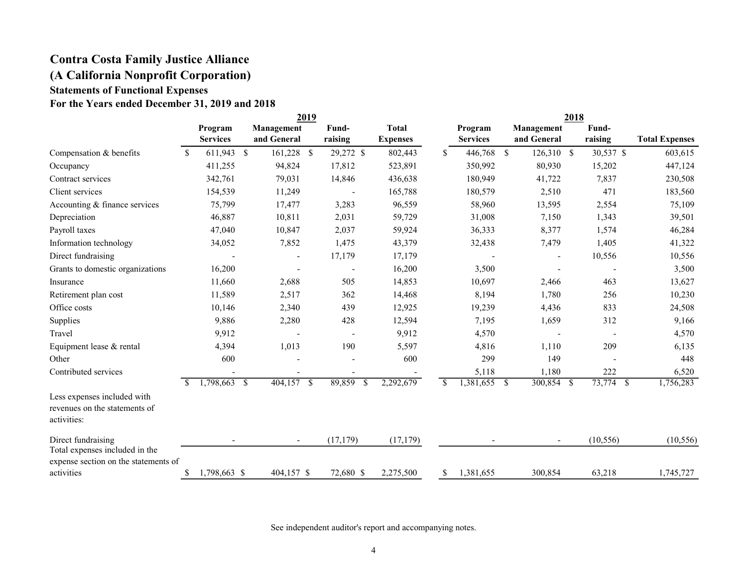# Contra Costa Family Justice Alliance

## (A California Nonprofit Corporation)

### Statements of Functional Expenses

### For the Years ended December 31, 2019 and 2018

| | 2019 | | | | 2018 | | | |
|---|---|---|---|---|---|---|---|---|
| | Program Services | Management and General | Fund-raising | Total Expenses | Program Services | Management and General | Fund-raising | Total Expenses |
| Compensation & benefits | $ 611,943 | $ 161,228 | $ 29,272 | $ 802,443 | $ 446,768 | $ 126,310 | $ 30,537 | $ 603,615 |
| Occupancy | 411,255 | 94,824 | 17,812 | 523,891 | 350,992 | 80,930 | 15,202 | 447,124 |
| Contract services | 342,761 | 79,031 | 14,846 | 436,638 | 180,949 | 41,722 | 7,837 | 230,508 |
| Client services | 154,539 | 11,249 | - | 165,788 | 180,579 | 2,510 | 471 | 183,560 |
| Accounting & finance services | 75,799 | 17,477 | 3,283 | 96,559 | 58,960 | 13,595 | 2,554 | 75,109 |
| Depreciation | 46,887 | 10,811 | 2,031 | 59,729 | 31,008 | 7,150 | 1,343 | 39,501 |
| Payroll taxes | 47,040 | 10,847 | 2,037 | 59,924 | 36,333 | 8,377 | 1,574 | 46,284 |
| Information technology | 34,052 | 7,852 | 1,475 | 43,379 | 32,438 | 7,479 | 1,405 | 41,322 |
| Direct fundraising | - | - | 17,179 | 17,179 | - | - | 10,556 | 10,556 |
| Grants to domestic organizations | 16,200 | - | - | 16,200 | 3,500 | - | - | 3,500 |
| Insurance | 11,660 | 2,688 | 505 | 14,853 | 10,697 | 2,466 | 463 | 13,627 |
| Retirement plan cost | 11,589 | 2,517 | 362 | 14,468 | 8,194 | 1,780 | 256 | 10,230 |
| Office costs | 10,146 | 2,340 | 439 | 12,925 | 19,239 | 4,436 | 833 | 24,508 |
| Supplies | 9,886 | 2,280 | 428 | 12,594 | 7,195 | 1,659 | 312 | 9,166 |
| Travel | 9,912 | - | - | 9,912 | 4,570 | - | - | 4,570 |
| Equipment lease & rental | 4,394 | 1,013 | 190 | 5,597 | 4,816 | 1,110 | 209 | 6,135 |
| Other | 600 | - | - | 600 | 299 | 149 | - | 448 |
| Contributed services | - | - | - | - | 5,118 | 1,180 | 222 | 6,520 |
| | $ 1,798,663 | $ 404,157 | $ 89,859 | $ 2,292,679 | $ 1,381,655 | $ 300,854 | $ 73,774 | $ 1,756,283 |
| Less expenses included with revenues on the statements of activities: | | | | | | | | |
| Direct fundraising | - | - | (17,179) | (17,179) | - | - | (10,556) | (10,556) |
| Total expenses included in the expense section on the statements of activities | $ 1,798,663 | $ 404,157 | $ 72,680 | $ 2,275,500 | $ 1,381,655 | 300,854 | 63,218 | 1,745,727 |

See independent auditor's report and accompanying notes.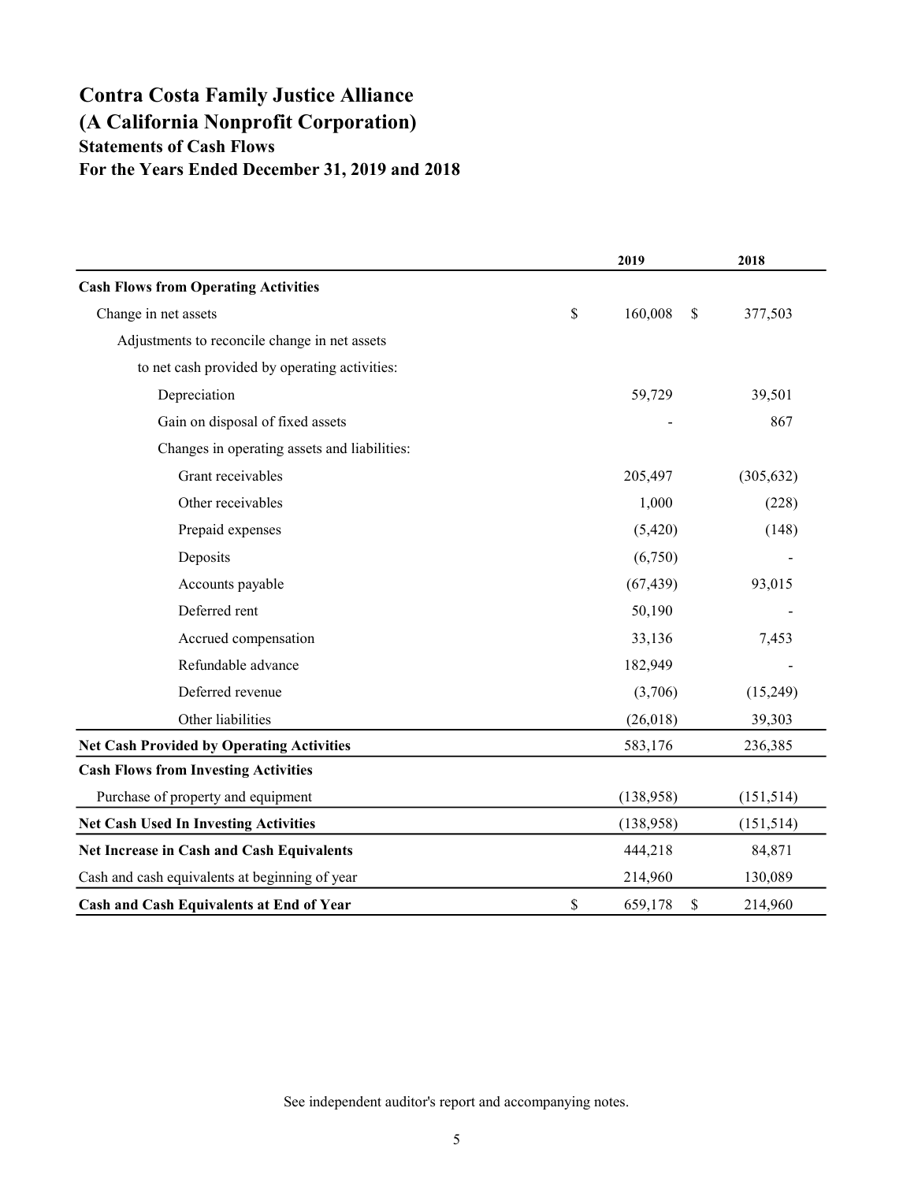# Contra Costa Family Justice Alliance
# (A California Nonprofit Corporation)
## Statements of Cash Flows
## For the Years Ended December 31, 2019 and 2018

| | 2019 | 2018 |
|---|---|---|
| **Cash Flows from Operating Activities** | | |
| Change in net assets | $ 160,008 | $ 377,503 |
| Adjustments to reconcile change in net assets | | |
| to net cash provided by operating activities: | | |
| Depreciation | 59,729 | 39,501 |
| Gain on disposal of fixed assets | - | 867 |
| Changes in operating assets and liabilities: | | |
| Grant receivables | 205,497 | (305,632) |
| Other receivables | 1,000 | (228) |
| Prepaid expenses | (5,420) | (148) |
| Deposits | (6,750) | - |
| Accounts payable | (67,439) | 93,015 |
| Deferred rent | 50,190 | - |
| Accrued compensation | 33,136 | 7,453 |
| Refundable advance | 182,949 | - |
| Deferred revenue | (3,706) | (15,249) |
| Other liabilities | (26,018) | 39,303 |
| **Net Cash Provided by Operating Activities** | 583,176 | 236,385 |
| **Cash Flows from Investing Activities** | | |
| Purchase of property and equipment | (138,958) | (151,514) |
| **Net Cash Used In Investing Activities** | (138,958) | (151,514) |
| **Net Increase in Cash and Cash Equivalents** | 444,218 | 84,871 |
| Cash and cash equivalents at beginning of year | 214,960 | 130,089 |
| **Cash and Cash Equivalents at End of Year** | $ 659,178 | $ 214,960 |

See independent auditor's report and accompanying notes.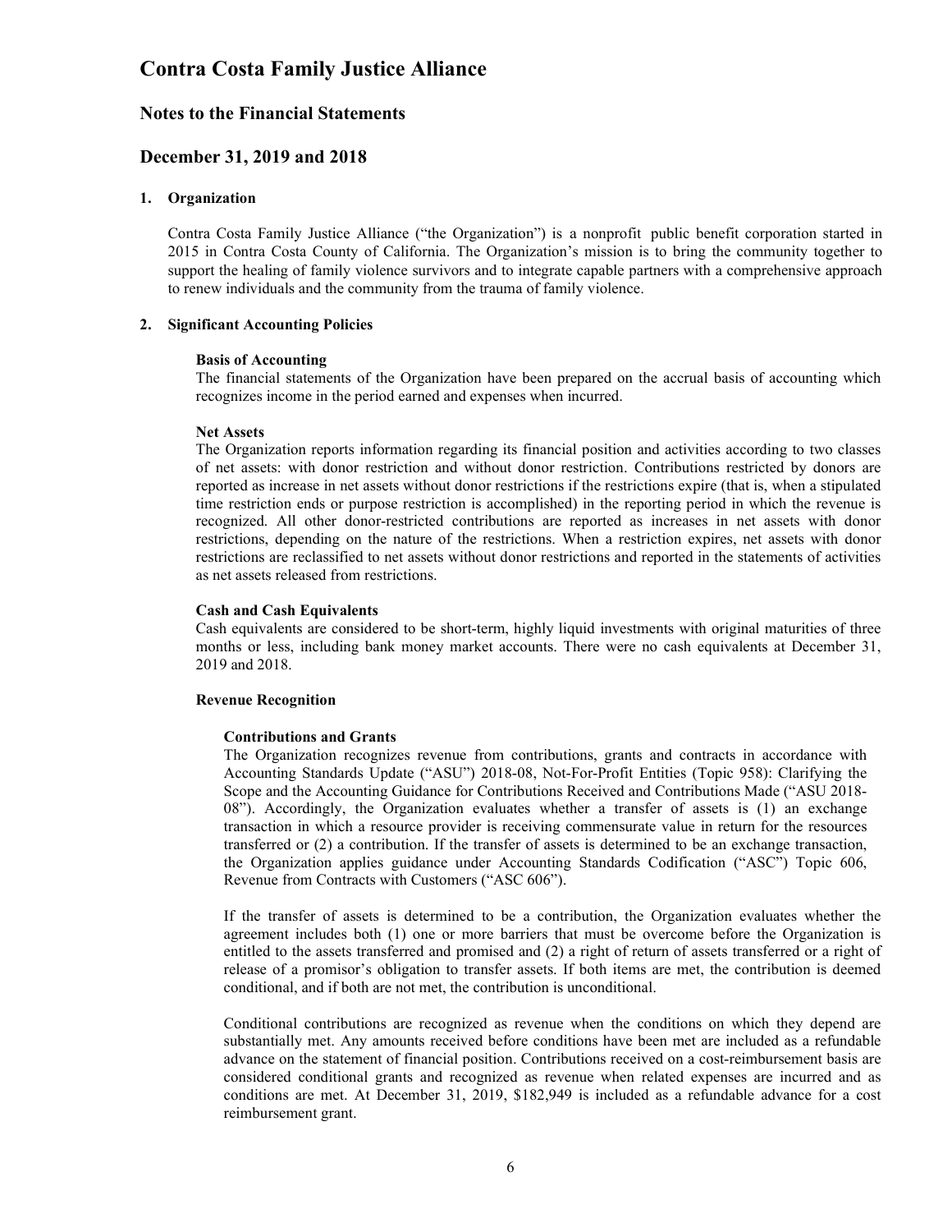# Contra Costa Family Justice Alliance

## Notes to the Financial Statements

## December 31, 2019 and 2018

### 1. Organization

Contra Costa Family Justice Alliance ("the Organization") is a nonprofit public benefit corporation started in 2015 in Contra Costa County of California. The Organization's mission is to bring the community together to support the healing of family violence survivors and to integrate capable partners with a comprehensive approach to renew individuals and the community from the trauma of family violence.

### 2. Significant Accounting Policies

**Basis of Accounting**

The financial statements of the Organization have been prepared on the accrual basis of accounting which recognizes income in the period earned and expenses when incurred.

**Net Assets**

The Organization reports information regarding its financial position and activities according to two classes of net assets: with donor restriction and without donor restriction. Contributions restricted by donors are reported as increase in net assets without donor restrictions if the restrictions expire (that is, when a stipulated time restriction ends or purpose restriction is accomplished) in the reporting period in which the revenue is recognized. All other donor-restricted contributions are reported as increases in net assets with donor restrictions, depending on the nature of the restrictions. When a restriction expires, net assets with donor restrictions are reclassified to net assets without donor restrictions and reported in the statements of activities as net assets released from restrictions.

**Cash and Cash Equivalents**

Cash equivalents are considered to be short-term, highly liquid investments with original maturities of three months or less, including bank money market accounts. There were no cash equivalents at December 31, 2019 and 2018.

**Revenue Recognition**

**Contributions and Grants**

The Organization recognizes revenue from contributions, grants and contracts in accordance with Accounting Standards Update ("ASU") 2018-08, Not-For-Profit Entities (Topic 958): Clarifying the Scope and the Accounting Guidance for Contributions Received and Contributions Made ("ASU 2018-08"). Accordingly, the Organization evaluates whether a transfer of assets is (1) an exchange transaction in which a resource provider is receiving commensurate value in return for the resources transferred or (2) a contribution. If the transfer of assets is determined to be an exchange transaction, the Organization applies guidance under Accounting Standards Codification ("ASC") Topic 606, Revenue from Contracts with Customers ("ASC 606").

If the transfer of assets is determined to be a contribution, the Organization evaluates whether the agreement includes both (1) one or more barriers that must be overcome before the Organization is entitled to the assets transferred and promised and (2) a right of return of assets transferred or a right of release of a promisor's obligation to transfer assets. If both items are met, the contribution is deemed conditional, and if both are not met, the contribution is unconditional.

Conditional contributions are recognized as revenue when the conditions on which they depend are substantially met. Any amounts received before conditions have been met are included as a refundable advance on the statement of financial position. Contributions received on a cost-reimbursement basis are considered conditional grants and recognized as revenue when related expenses are incurred and as conditions are met. At December 31, 2019, $182,949 is included as a refundable advance for a cost reimbursement grant.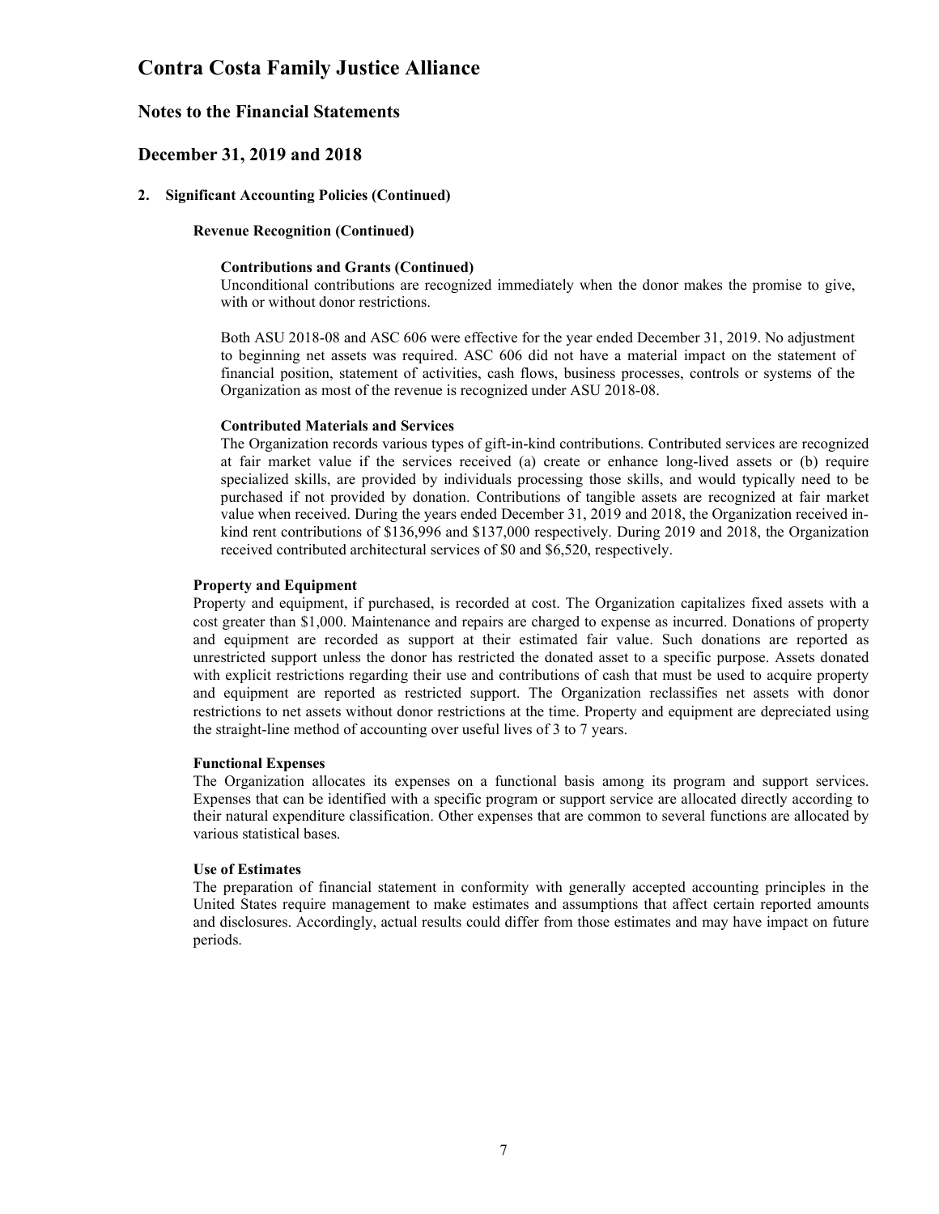# Contra Costa Family Justice Alliance

## Notes to the Financial Statements

## December 31, 2019 and 2018

**2. Significant Accounting Policies (Continued)**

**Revenue Recognition (Continued)**

**Contributions and Grants (Continued)**

Unconditional contributions are recognized immediately when the donor makes the promise to give, with or without donor restrictions.

Both ASU 2018-08 and ASC 606 were effective for the year ended December 31, 2019. No adjustment to beginning net assets was required. ASC 606 did not have a material impact on the statement of financial position, statement of activities, cash flows, business processes, controls or systems of the Organization as most of the revenue is recognized under ASU 2018-08.

**Contributed Materials and Services**

The Organization records various types of gift-in-kind contributions. Contributed services are recognized at fair market value if the services received (a) create or enhance long-lived assets or (b) require specialized skills, are provided by individuals processing those skills, and would typically need to be purchased if not provided by donation. Contributions of tangible assets are recognized at fair market value when received. During the years ended December 31, 2019 and 2018, the Organization received in-kind rent contributions of $136,996 and $137,000 respectively. During 2019 and 2018, the Organization received contributed architectural services of $0 and $6,520, respectively.

**Property and Equipment**

Property and equipment, if purchased, is recorded at cost. The Organization capitalizes fixed assets with a cost greater than $1,000. Maintenance and repairs are charged to expense as incurred. Donations of property and equipment are recorded as support at their estimated fair value. Such donations are reported as unrestricted support unless the donor has restricted the donated asset to a specific purpose. Assets donated with explicit restrictions regarding their use and contributions of cash that must be used to acquire property and equipment are reported as restricted support. The Organization reclassifies net assets with donor restrictions to net assets without donor restrictions at the time. Property and equipment are depreciated using the straight-line method of accounting over useful lives of 3 to 7 years.

**Functional Expenses**

The Organization allocates its expenses on a functional basis among its program and support services. Expenses that can be identified with a specific program or support service are allocated directly according to their natural expenditure classification. Other expenses that are common to several functions are allocated by various statistical bases.

**Use of Estimates**

The preparation of financial statement in conformity with generally accepted accounting principles in the United States require management to make estimates and assumptions that affect certain reported amounts and disclosures. Accordingly, actual results could differ from those estimates and may have impact on future periods.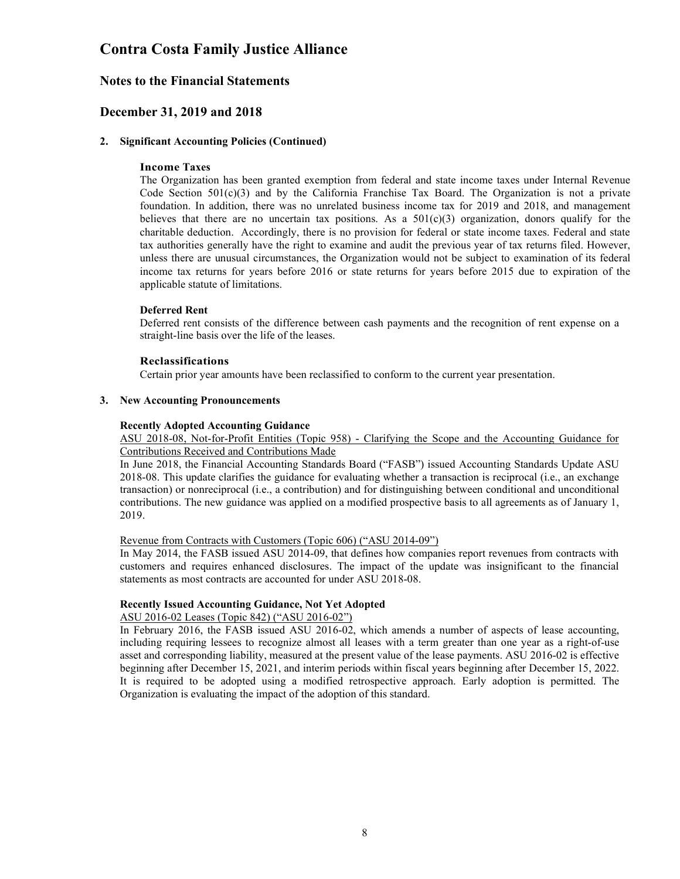# Contra Costa Family Justice Alliance

## Notes to the Financial Statements

## December 31, 2019 and 2018

**2. Significant Accounting Policies (Continued)**

**Income Taxes**

The Organization has been granted exemption from federal and state income taxes under Internal Revenue Code Section 501(c)(3) and by the California Franchise Tax Board. The Organization is not a private foundation. In addition, there was no unrelated business income tax for 2019 and 2018, and management believes that there are no uncertain tax positions. As a 501(c)(3) organization, donors qualify for the charitable deduction. Accordingly, there is no provision for federal or state income taxes. Federal and state tax authorities generally have the right to examine and audit the previous year of tax returns filed. However, unless there are unusual circumstances, the Organization would not be subject to examination of its federal income tax returns for years before 2016 or state returns for years before 2015 due to expiration of the applicable statute of limitations.

**Deferred Rent**

Deferred rent consists of the difference between cash payments and the recognition of rent expense on a straight-line basis over the life of the leases.

**Reclassifications**

Certain prior year amounts have been reclassified to conform to the current year presentation.

**3. New Accounting Pronouncements**

**Recently Adopted Accounting Guidance**

ASU 2018-08, Not-for-Profit Entities (Topic 958) - Clarifying the Scope and the Accounting Guidance for Contributions Received and Contributions Made

In June 2018, the Financial Accounting Standards Board ("FASB") issued Accounting Standards Update ASU 2018-08. This update clarifies the guidance for evaluating whether a transaction is reciprocal (i.e., an exchange transaction) or nonreciprocal (i.e., a contribution) and for distinguishing between conditional and unconditional contributions. The new guidance was applied on a modified prospective basis to all agreements as of January 1, 2019.

Revenue from Contracts with Customers (Topic 606) ("ASU 2014-09")

In May 2014, the FASB issued ASU 2014-09, that defines how companies report revenues from contracts with customers and requires enhanced disclosures. The impact of the update was insignificant to the financial statements as most contracts are accounted for under ASU 2018-08.

**Recently Issued Accounting Guidance, Not Yet Adopted**

ASU 2016-02 Leases (Topic 842) ("ASU 2016-02")

In February 2016, the FASB issued ASU 2016-02, which amends a number of aspects of lease accounting, including requiring lessees to recognize almost all leases with a term greater than one year as a right-of-use asset and corresponding liability, measured at the present value of the lease payments. ASU 2016-02 is effective beginning after December 15, 2021, and interim periods within fiscal years beginning after December 15, 2022. It is required to be adopted using a modified retrospective approach. Early adoption is permitted. The Organization is evaluating the impact of the adoption of this standard.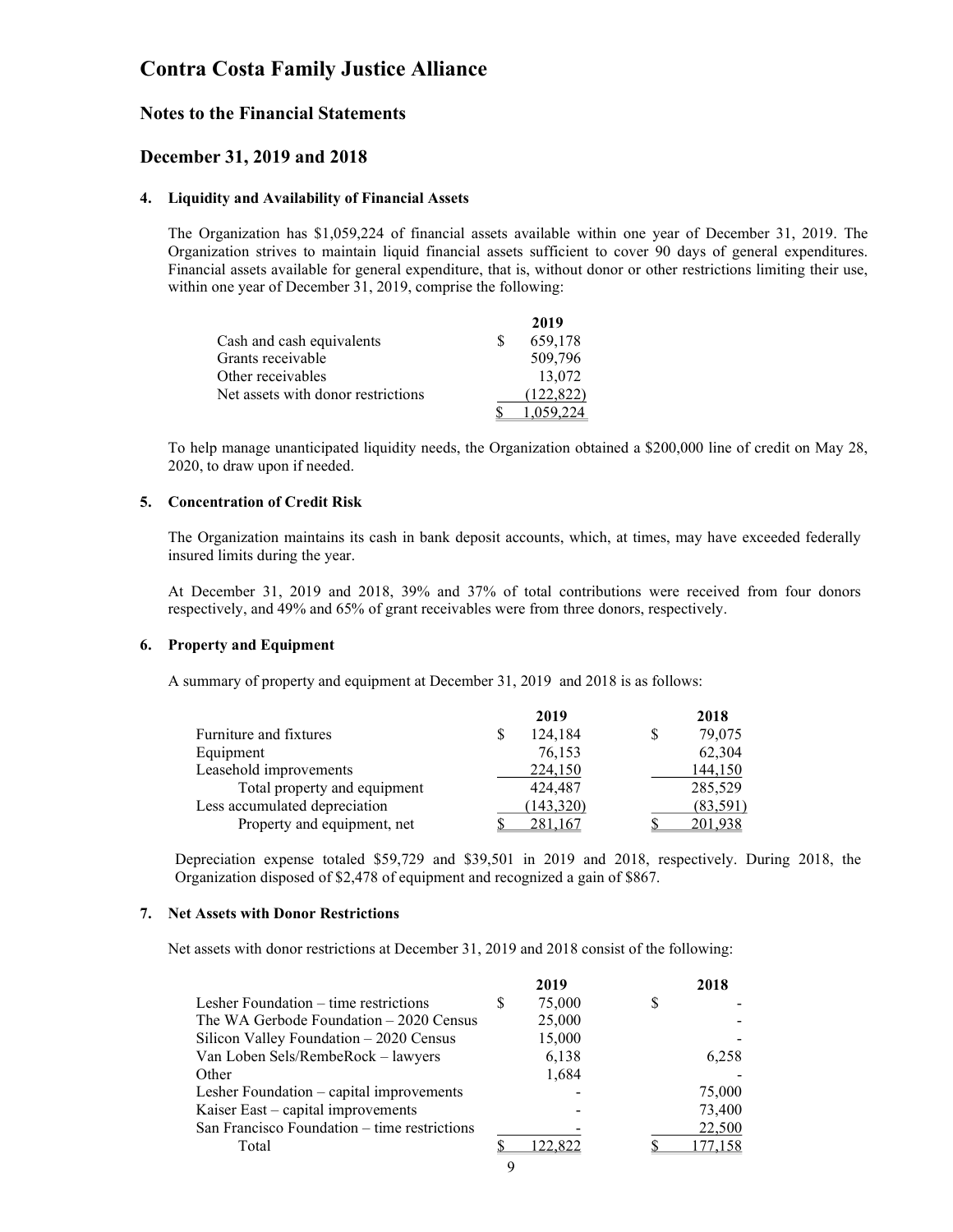# Contra Costa Family Justice Alliance

## Notes to the Financial Statements

## December 31, 2019 and 2018

### 4. Liquidity and Availability of Financial Assets

The Organization has $1,059,224 of financial assets available within one year of December 31, 2019. The Organization strives to maintain liquid financial assets sufficient to cover 90 days of general expenditures. Financial assets available for general expenditure, that is, without donor or other restrictions limiting their use, within one year of December 31, 2019, comprise the following:

| | 2019 |
|---|---|
| Cash and cash equivalents | $ 659,178 |
| Grants receivable | 509,796 |
| Other receivables | 13,072 |
| Net assets with donor restrictions | (122,822) |
| | $ 1,059,224 |

To help manage unanticipated liquidity needs, the Organization obtained a $200,000 line of credit on May 28, 2020, to draw upon if needed.

### 5. Concentration of Credit Risk

The Organization maintains its cash in bank deposit accounts, which, at times, may have exceeded federally insured limits during the year.

At December 31, 2019 and 2018, 39% and 37% of total contributions were received from four donors respectively, and 49% and 65% of grant receivables were from three donors, respectively.

### 6. Property and Equipment

A summary of property and equipment at December 31, 2019 and 2018 is as follows:

| | 2019 | 2018 |
|---|---|---|
| Furniture and fixtures | $ 124,184 | $ 79,075 |
| Equipment | 76,153 | 62,304 |
| Leasehold improvements | 224,150 | 144,150 |
| Total property and equipment | 424,487 | 285,529 |
| Less accumulated depreciation | (143,320) | (83,591) |
| Property and equipment, net | $ 281,167 | $ 201,938 |

Depreciation expense totaled $59,729 and $39,501 in 2019 and 2018, respectively. During 2018, the Organization disposed of $2,478 of equipment and recognized a gain of $867.

### 7. Net Assets with Donor Restrictions

Net assets with donor restrictions at December 31, 2019 and 2018 consist of the following:

| | 2019 | 2018 |
|---|---|---|
| Lesher Foundation – time restrictions | $ 75,000 | $ - |
| The WA Gerbode Foundation – 2020 Census | 25,000 | - |
| Silicon Valley Foundation – 2020 Census | 15,000 | - |
| Van Loben Sels/RembeRock – lawyers | 6,138 | 6,258 |
| Other | 1,684 | - |
| Lesher Foundation – capital improvements | - | 75,000 |
| Kaiser East – capital improvements | - | 73,400 |
| San Francisco Foundation – time restrictions | - | 22,500 |
| Total | $ 122,822 | $ 177,158 |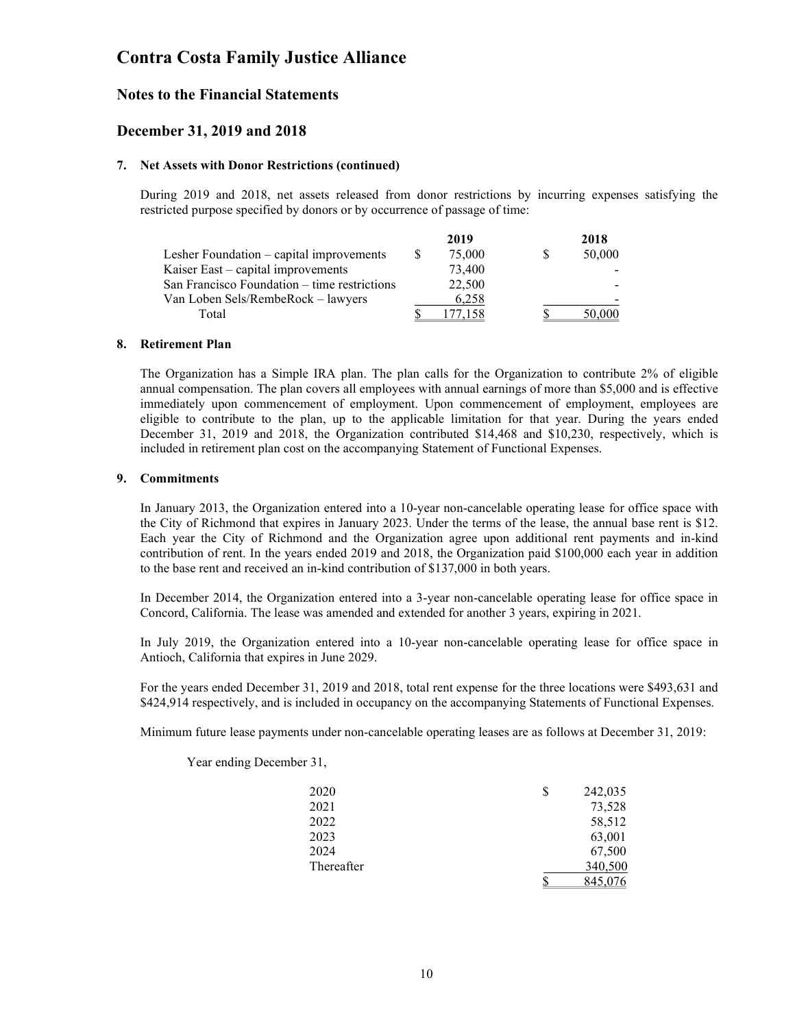# Contra Costa Family Justice Alliance

## Notes to the Financial Statements

## December 31, 2019 and 2018

### 7. Net Assets with Donor Restrictions (continued)

During 2019 and 2018, net assets released from donor restrictions by incurring expenses satisfying the restricted purpose specified by donors or by occurrence of passage of time:

| | 2019 | 2018 |
|---|---|---|
| Lesher Foundation – capital improvements | $ 75,000 | $ 50,000 |
| Kaiser East – capital improvements | 73,400 | - |
| San Francisco Foundation – time restrictions | 22,500 | - |
| Van Loben Sels/RembeRock – lawyers | 6,258 | - |
| Total | $ 177,158 | $ 50,000 |

### 8. Retirement Plan

The Organization has a Simple IRA plan. The plan calls for the Organization to contribute 2% of eligible annual compensation. The plan covers all employees with annual earnings of more than $5,000 and is effective immediately upon commencement of employment. Upon commencement of employment, employees are eligible to contribute to the plan, up to the applicable limitation for that year. During the years ended December 31, 2019 and 2018, the Organization contributed $14,468 and $10,230, respectively, which is included in retirement plan cost on the accompanying Statement of Functional Expenses.

### 9. Commitments

In January 2013, the Organization entered into a 10-year non-cancelable operating lease for office space with the City of Richmond that expires in January 2023. Under the terms of the lease, the annual base rent is $12. Each year the City of Richmond and the Organization agree upon additional rent payments and in-kind contribution of rent. In the years ended 2019 and 2018, the Organization paid $100,000 each year in addition to the base rent and received an in-kind contribution of $137,000 in both years.

In December 2014, the Organization entered into a 3-year non-cancelable operating lease for office space in Concord, California. The lease was amended and extended for another 3 years, expiring in 2021.

In July 2019, the Organization entered into a 10-year non-cancelable operating lease for office space in Antioch, California that expires in June 2029.

For the years ended December 31, 2019 and 2018, total rent expense for the three locations were $493,631 and $424,914 respectively, and is included in occupancy on the accompanying Statements of Functional Expenses.

Minimum future lease payments under non-cancelable operating leases are as follows at December 31, 2019:

Year ending December 31,

| | |
|---|---|
| 2020 | $ 242,035 |
| 2021 | 73,528 |
| 2022 | 58,512 |
| 2023 | 63,001 |
| 2024 | 67,500 |
| Thereafter | 340,500 |
| | $ 845,076 |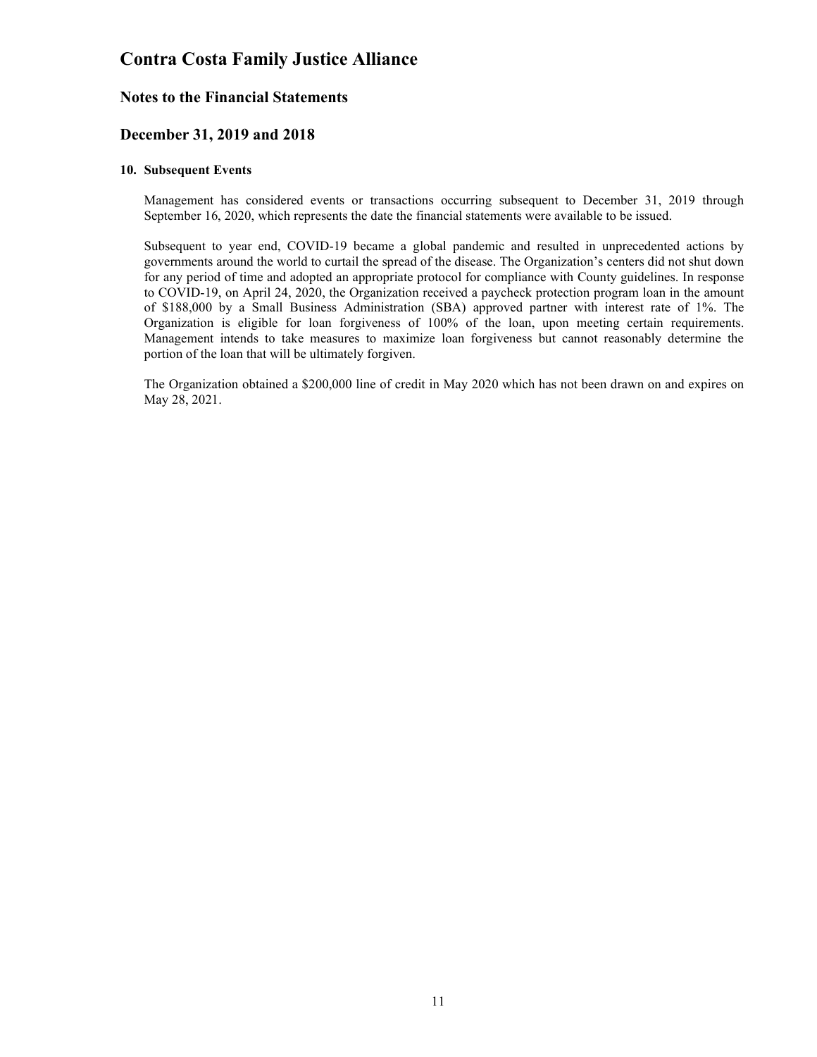# Contra Costa Family Justice Alliance

## Notes to the Financial Statements

## December 31, 2019 and 2018

### 10. Subsequent Events

Management has considered events or transactions occurring subsequent to December 31, 2019 through September 16, 2020, which represents the date the financial statements were available to be issued.

Subsequent to year end, COVID-19 became a global pandemic and resulted in unprecedented actions by governments around the world to curtail the spread of the disease. The Organization's centers did not shut down for any period of time and adopted an appropriate protocol for compliance with County guidelines. In response to COVID-19, on April 24, 2020, the Organization received a paycheck protection program loan in the amount of $188,000 by a Small Business Administration (SBA) approved partner with interest rate of 1%. The Organization is eligible for loan forgiveness of 100% of the loan, upon meeting certain requirements. Management intends to take measures to maximize loan forgiveness but cannot reasonably determine the portion of the loan that will be ultimately forgiven.

The Organization obtained a $200,000 line of credit in May 2020 which has not been drawn on and expires on May 28, 2021.